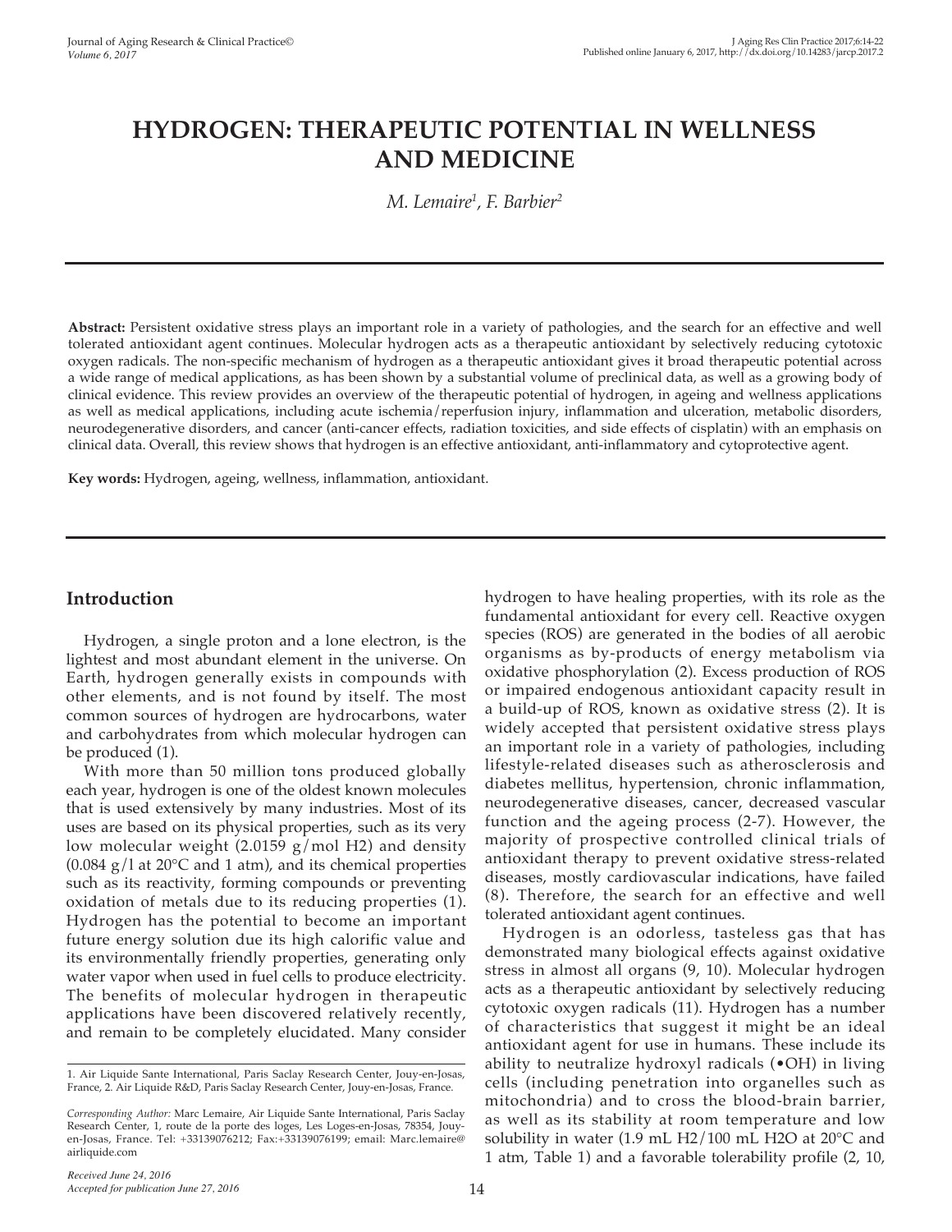# HYDROGEN: THERAPEUTIC POTENTIAL IN WELLNESS AND MEDICINE

*M. Lemaire[1], F. Barbier[2]*

**Abstract:** Persistent oxidative stress plays an important role in a variety of pathologies, and the search for an effective and well tolerated antioxidant agent continues. Molecular hydrogen acts as a therapeutic antioxidant by selectively reducing cytotoxic oxygen radicals. The non-specific mechanism of hydrogen as a therapeutic antioxidant gives it broad therapeutic potential across a wide range of medical applications, as has been shown by a substantial volume of preclinical data, as well as a growing body of clinical evidence. This review provides an overview of the therapeutic potential of hydrogen, in ageing and wellness applications as well as medical applications, including acute ischemia/reperfusion injury, inflammation and ulceration, metabolic disorders, neurodegenerative disorders, and cancer (anti-cancer effects, radiation toxicities, and side effects of cisplatin) with an emphasis on clinical data. Overall, this review shows that hydrogen is an effective antioxidant, anti-inflammatory and cytoprotective agent.

**Key words:** Hydrogen, ageing, wellness, inflammation, antioxidant.

## Introduction

Hydrogen, a single proton and a lone electron, is the lightest and most abundant element in the universe. On Earth, hydrogen generally exists in compounds with other elements, and is not found by itself. The most common sources of hydrogen are hydrocarbons, water and carbohydrates from which molecular hydrogen can be produced (1).

With more than 50 million tons produced globally each year, hydrogen is one of the oldest known molecules that is used extensively by many industries. Most of its uses are based on its physical properties, such as its very low molecular weight (2.0159 g/mol $H_2$) and density (0.084 g/l at 20°C and 1 atm), and its chemical properties such as its reactivity, forming compounds or preventing oxidation of metals due to its reducing properties (1). Hydrogen has the potential to become an important future energy solution due its high calorific value and its environmentally friendly properties, generating only water vapor when used in fuel cells to produce electricity. The benefits of molecular hydrogen in therapeutic applications have been discovered relatively recently, and remain to be completely elucidated. Many consider hydrogen to have healing properties, with its role as the fundamental antioxidant for every cell. Reactive oxygen species (ROS) are generated in the bodies of all aerobic organisms as by-products of energy metabolism via oxidative phosphorylation (2). Excess production of ROS or impaired endogenous antioxidant capacity result in a build-up of ROS, known as oxidative stress (2). It is widely accepted that persistent oxidative stress plays an important role in a variety of pathologies, including lifestyle-related diseases such as atherosclerosis and diabetes mellitus, hypertension, chronic inflammation, neurodegenerative diseases, cancer, decreased vascular function and the ageing process (2-7). However, the majority of prospective controlled clinical trials of antioxidant therapy to prevent oxidative stress-related diseases, mostly cardiovascular indications, have failed (8). Therefore, the search for an effective and well tolerated antioxidant agent continues.

Hydrogen is an odorless, tasteless gas that has demonstrated many biological effects against oxidative stress in almost all organs (9, 10). Molecular hydrogen acts as a therapeutic antioxidant by selectively reducing cytotoxic oxygen radicals (11). Hydrogen has a number of characteristics that suggest it might be an ideal antioxidant agent for use in humans. These include its ability to neutralize hydroxyl radicals (•OH) in living cells (including penetration into organelles such as mitochondria) and to cross the blood-brain barrier, as well as its stability at room temperature and low solubility in water (1.9 mL $H_2$/100 mL $H_2O$ at 20°C and 1 atm, Table 1) and a favorable tolerability profile (2, 10,

---

1. Air Liquide Sante International, Paris Saclay Research Center, Jouy-en-Josas, France, 2. Air Liquide R&D, Paris Saclay Research Center, Jouy-en-Josas, France.

*Corresponding Author:* Marc Lemaire, Air Liquide Sante International, Paris Saclay Research Center, 1, route de la porte des loges, Les Loges-en-Josas, 78354, Jouy-en-Josas, France. Tel: +33139076212; Fax:+33139076199; email: Marc.lemaire@airliquide.com

*Received June 24, 2016*
*Accepted for publication June 27, 2016*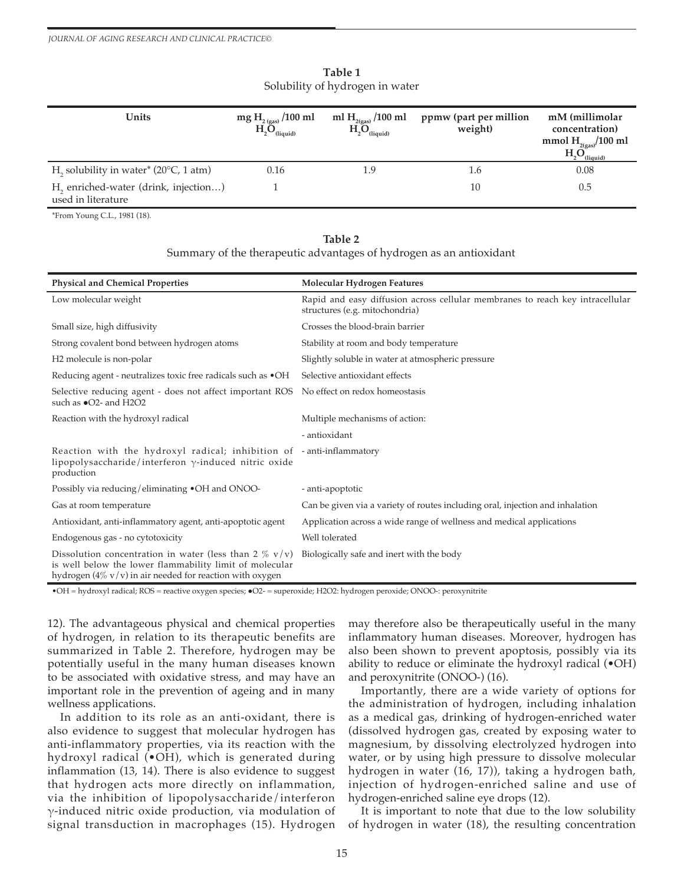**Table 1**
Solubility of hydrogen in water

| Units | mg $H_{2\,(gas)}$ /100 ml $H_2O_{(liquid)}$ | ml $H_{2(gas)}$ /100 ml $H_2O_{(liquid)}$ | ppmw (part per million weight) | mM (millimolar concentration) mmol $H_{2(gas)}$/100 ml $H_2O_{(liquid)}$ |
|---|---|---|---|---|
| $H_2$ solubility in water* (20°C, 1 atm) | 0.16 | 1.9 | 1.6 | 0.08 |
| $H_2$ enriched-water (drink, injection…) used in literature | 1 | | 10 | 0.5 |

*From Young C.L., 1981 (18).

**Table 2**
Summary of the therapeutic advantages of hydrogen as an antioxidant

| Physical and Chemical Properties | Molecular Hydrogen Features |
|---|---|
| Low molecular weight | Rapid and easy diffusion across cellular membranes to reach key intracellular structures (e.g. mitochondria) |
| Small size, high diffusivity | Crosses the blood-brain barrier |
| Strong covalent bond between hydrogen atoms | Stability at room and body temperature |
| H2 molecule is non-polar | Slightly soluble in water at atmospheric pressure |
| Reducing agent - neutralizes toxic free radicals such as •OH | Selective antioxidant effects |
| Selective reducing agent - does not affect important ROS such as •O2- and H2O2 | No effect on redox homeostasis |
| Reaction with the hydroxyl radical | Multiple mechanisms of action: |
| | - antioxidant |
| Reaction with the hydroxyl radical; inhibition of lipopolysaccharide/interferon γ-induced nitric oxide production | - anti-inflammatory |
| Possibly via reducing/eliminating •OH and ONOO- | - anti-apoptotic |
| Gas at room temperature | Can be given via a variety of routes including oral, injection and inhalation |
| Antioxidant, anti-inflammatory agent, anti-apoptotic agent | Application across a wide range of wellness and medical applications |
| Endogenous gas - no cytotoxicity | Well tolerated |
| Dissolution concentration in water (less than 2 % v/v) is well below the lower flammability limit of molecular hydrogen (4% v/v) in air needed for reaction with oxygen | Biologically safe and inert with the body |

•OH = hydroxyl radical; ROS = reactive oxygen species; •O2- = superoxide; H2O2: hydrogen peroxide; ONOO-: peroxynitrite

12). The advantageous physical and chemical properties of hydrogen, in relation to its therapeutic benefits are summarized in Table 2. Therefore, hydrogen may be potentially useful in the many human diseases known to be associated with oxidative stress, and may have an important role in the prevention of ageing and in many wellness applications.

In addition to its role as an anti-oxidant, there is also evidence to suggest that molecular hydrogen has anti-inflammatory properties, via its reaction with the hydroxyl radical (•OH), which is generated during inflammation (13, 14). There is also evidence to suggest that hydrogen acts more directly on inflammation, via the inhibition of lipopolysaccharide/interferon γ-induced nitric oxide production, via modulation of signal transduction in macrophages (15). Hydrogen may therefore also be therapeutically useful in the many inflammatory human diseases. Moreover, hydrogen has also been shown to prevent apoptosis, possibly via its ability to reduce or eliminate the hydroxyl radical (•OH) and peroxynitrite (ONOO-) (16).

Importantly, there are a wide variety of options for the administration of hydrogen, including inhalation as a medical gas, drinking of hydrogen-enriched water (dissolved hydrogen gas, created by exposing water to magnesium, by dissolving electrolyzed hydrogen into water, or by using high pressure to dissolve molecular hydrogen in water (16, 17)), taking a hydrogen bath, injection of hydrogen-enriched saline and use of hydrogen-enriched saline eye drops (12).

It is important to note that due to the low solubility of hydrogen in water (18), the resulting concentration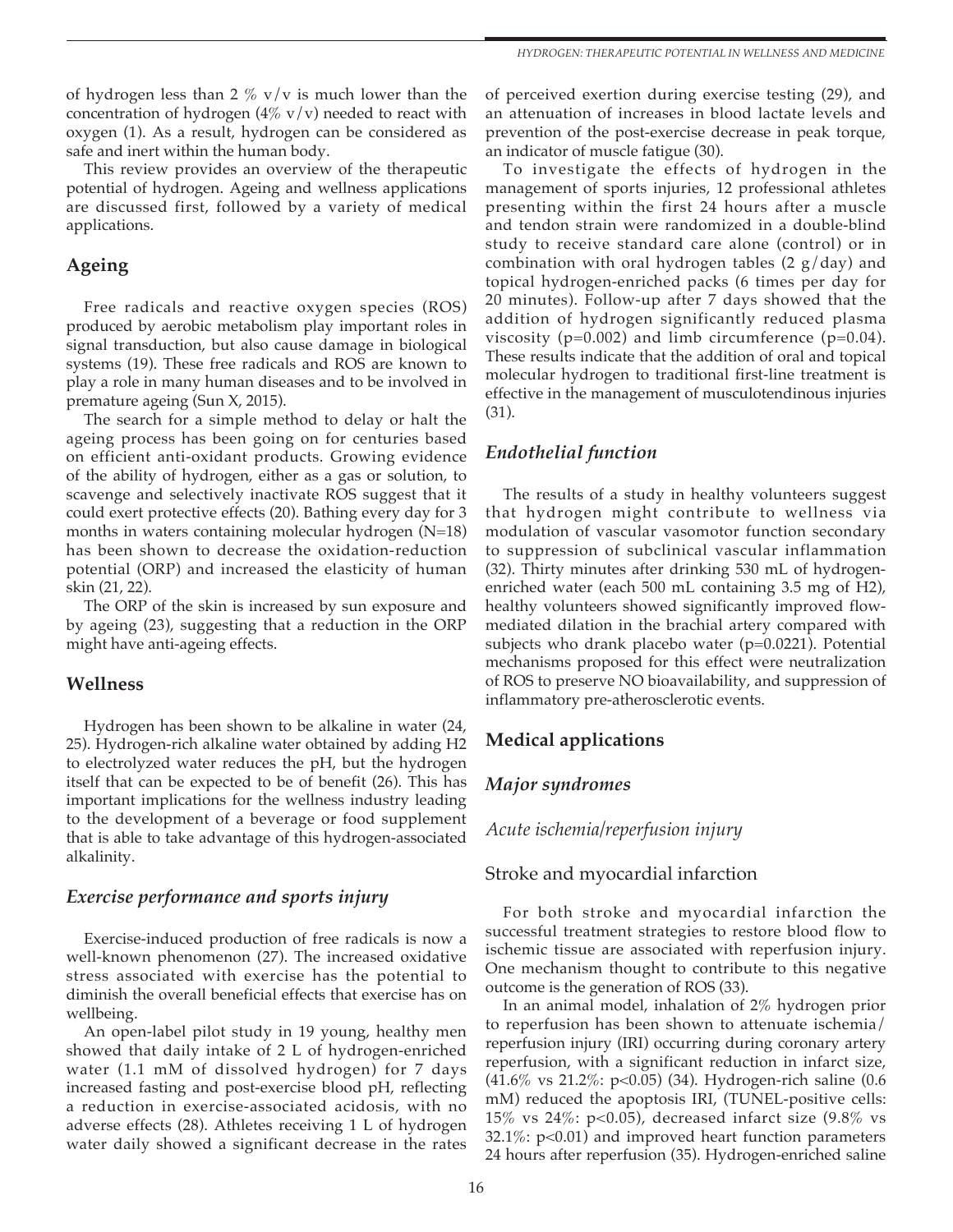of hydrogen less than 2 % v/v is much lower than the concentration of hydrogen (4% v/v) needed to react with oxygen (1). As a result, hydrogen can be considered as safe and inert within the human body.

This review provides an overview of the therapeutic potential of hydrogen. Ageing and wellness applications are discussed first, followed by a variety of medical applications.

## Ageing

Free radicals and reactive oxygen species (ROS) produced by aerobic metabolism play important roles in signal transduction, but also cause damage in biological systems (19). These free radicals and ROS are known to play a role in many human diseases and to be involved in premature ageing (Sun X, 2015).

The search for a simple method to delay or halt the ageing process has been going on for centuries based on efficient anti-oxidant products. Growing evidence of the ability of hydrogen, either as a gas or solution, to scavenge and selectively inactivate ROS suggest that it could exert protective effects (20). Bathing every day for 3 months in waters containing molecular hydrogen (N=18) has been shown to decrease the oxidation-reduction potential (ORP) and increased the elasticity of human skin (21, 22).

The ORP of the skin is increased by sun exposure and by ageing (23), suggesting that a reduction in the ORP might have anti-ageing effects.

## Wellness

Hydrogen has been shown to be alkaline in water (24, 25). Hydrogen-rich alkaline water obtained by adding H2 to electrolyzed water reduces the pH, but the hydrogen itself that can be expected to be of benefit (26). This has important implications for the wellness industry leading to the development of a beverage or food supplement that is able to take advantage of this hydrogen-associated alkalinity.

### *Exercise performance and sports injury*

Exercise-induced production of free radicals is now a well-known phenomenon (27). The increased oxidative stress associated with exercise has the potential to diminish the overall beneficial effects that exercise has on wellbeing.

An open-label pilot study in 19 young, healthy men showed that daily intake of 2 L of hydrogen-enriched water (1.1 mM of dissolved hydrogen) for 7 days increased fasting and post-exercise blood pH, reflecting a reduction in exercise-associated acidosis, with no adverse effects (28). Athletes receiving 1 L of hydrogen water daily showed a significant decrease in the rates of perceived exertion during exercise testing (29), and an attenuation of increases in blood lactate levels and prevention of the post-exercise decrease in peak torque, an indicator of muscle fatigue (30).

To investigate the effects of hydrogen in the management of sports injuries, 12 professional athletes presenting within the first 24 hours after a muscle and tendon strain were randomized in a double-blind study to receive standard care alone (control) or in combination with oral hydrogen tables (2 g/day) and topical hydrogen-enriched packs (6 times per day for 20 minutes). Follow-up after 7 days showed that the addition of hydrogen significantly reduced plasma viscosity ($p=0.002$) and limb circumference ($p=0.04$). These results indicate that the addition of oral and topical molecular hydrogen to traditional first-line treatment is effective in the management of musculotendinous injuries (31).

### *Endothelial function*

The results of a study in healthy volunteers suggest that hydrogen might contribute to wellness via modulation of vascular vasomotor function secondary to suppression of subclinical vascular inflammation (32). Thirty minutes after drinking 530 mL of hydrogen-enriched water (each 500 mL containing 3.5 mg of H2), healthy volunteers showed significantly improved flow-mediated dilation in the brachial artery compared with subjects who drank placebo water ($p=0.0221$). Potential mechanisms proposed for this effect were neutralization of ROS to preserve NO bioavailability, and suppression of inflammatory pre-atherosclerotic events.

## Medical applications

### *Major syndromes*

#### *Acute ischemia/reperfusion injury*

#### Stroke and myocardial infarction

For both stroke and myocardial infarction the successful treatment strategies to restore blood flow to ischemic tissue are associated with reperfusion injury. One mechanism thought to contribute to this negative outcome is the generation of ROS (33).

In an animal model, inhalation of 2% hydrogen prior to reperfusion has been shown to attenuate ischemia/reperfusion injury (IRI) occurring during coronary artery reperfusion, with a significant reduction in infarct size, (41.6% vs 21.2%: $p<0.05$) (34). Hydrogen-rich saline (0.6 mM) reduced the apoptosis IRI, (TUNEL-positive cells: 15% vs 24%: $p<0.05$), decreased infarct size (9.8% vs 32.1%: $p<0.01$) and improved heart function parameters 24 hours after reperfusion (35). Hydrogen-enriched saline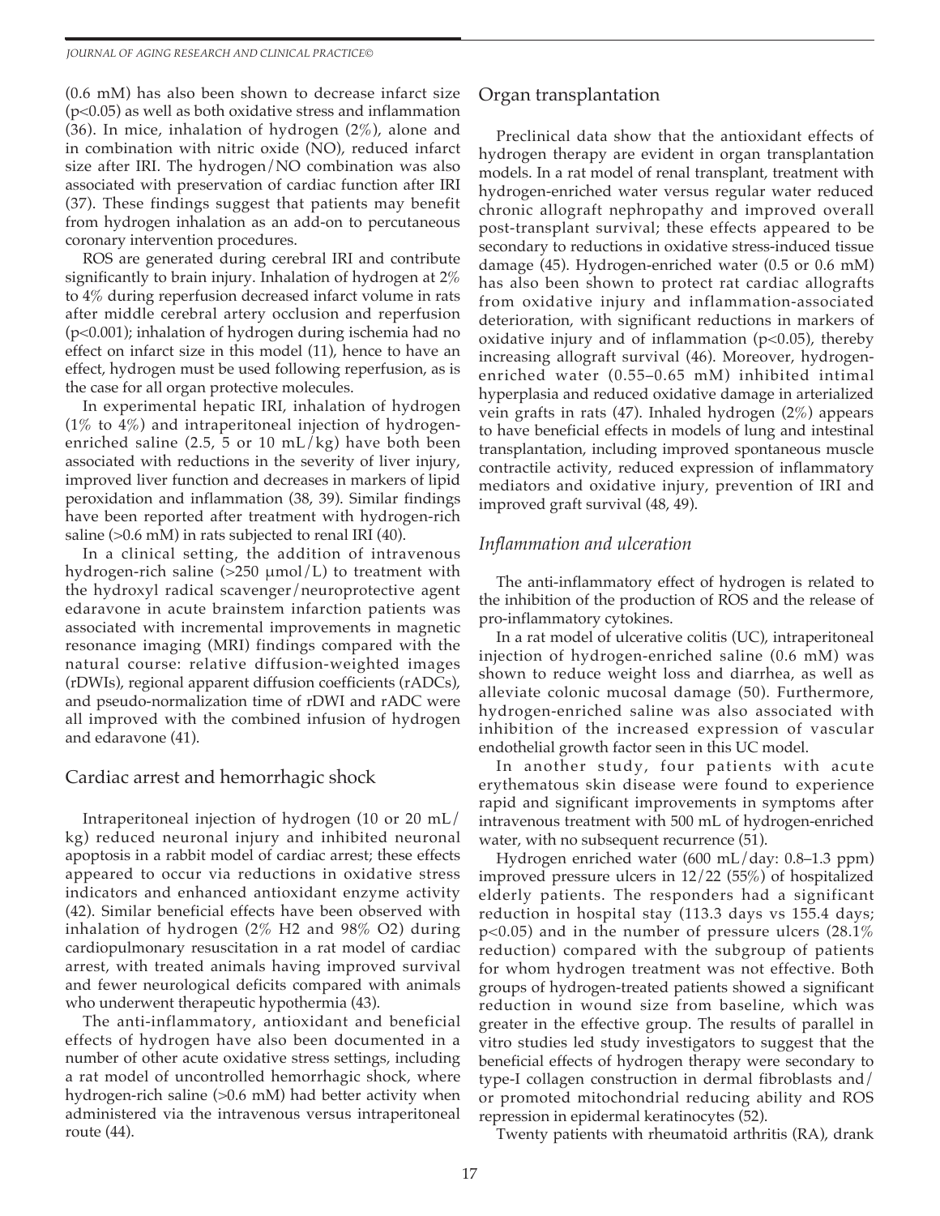(0.6 mM) has also been shown to decrease infarct size ($p<0.05$) as well as both oxidative stress and inflammation (36). In mice, inhalation of hydrogen (2%), alone and in combination with nitric oxide (NO), reduced infarct size after IRI. The hydrogen/NO combination was also associated with preservation of cardiac function after IRI (37). These findings suggest that patients may benefit from hydrogen inhalation as an add-on to percutaneous coronary intervention procedures.

ROS are generated during cerebral IRI and contribute significantly to brain injury. Inhalation of hydrogen at 2% to 4% during reperfusion decreased infarct volume in rats after middle cerebral artery occlusion and reperfusion ($p<0.001$); inhalation of hydrogen during ischemia had no effect on infarct size in this model (11), hence to have an effect, hydrogen must be used following reperfusion, as is the case for all organ protective molecules.

In experimental hepatic IRI, inhalation of hydrogen (1% to 4%) and intraperitoneal injection of hydrogen-enriched saline (2.5, 5 or 10 mL/kg) have both been associated with reductions in the severity of liver injury, improved liver function and decreases in markers of lipid peroxidation and inflammation (38, 39). Similar findings have been reported after treatment with hydrogen-rich saline (>0.6 mM) in rats subjected to renal IRI (40).

In a clinical setting, the addition of intravenous hydrogen-rich saline (>250 μmol/L) to treatment with the hydroxyl radical scavenger/neuroprotective agent edaravone in acute brainstem infarction patients was associated with incremental improvements in magnetic resonance imaging (MRI) findings compared with the natural course: relative diffusion-weighted images (rDWIs), regional apparent diffusion coefficients (rADCs), and pseudo-normalization time of rDWI and rADC were all improved with the combined infusion of hydrogen and edaravone (41).

## Cardiac arrest and hemorrhagic shock

Intraperitoneal injection of hydrogen (10 or 20 mL/kg) reduced neuronal injury and inhibited neuronal apoptosis in a rabbit model of cardiac arrest; these effects appeared to occur via reductions in oxidative stress indicators and enhanced antioxidant enzyme activity (42). Similar beneficial effects have been observed with inhalation of hydrogen (2% $H_2$ and 98% $O_2$) during cardiopulmonary resuscitation in a rat model of cardiac arrest, with treated animals having improved survival and fewer neurological deficits compared with animals who underwent therapeutic hypothermia (43).

The anti-inflammatory, antioxidant and beneficial effects of hydrogen have also been documented in a number of other acute oxidative stress settings, including a rat model of uncontrolled hemorrhagic shock, where hydrogen-rich saline (>0.6 mM) had better activity when administered via the intravenous versus intraperitoneal route (44).

## Organ transplantation

Preclinical data show that the antioxidant effects of hydrogen therapy are evident in organ transplantation models. In a rat model of renal transplant, treatment with hydrogen-enriched water versus regular water reduced chronic allograft nephropathy and improved overall post-transplant survival; these effects appeared to be secondary to reductions in oxidative stress-induced tissue damage (45). Hydrogen-enriched water (0.5 or 0.6 mM) has also been shown to protect rat cardiac allografts from oxidative injury and inflammation-associated deterioration, with significant reductions in markers of oxidative injury and of inflammation ($p<0.05$), thereby increasing allograft survival (46). Moreover, hydrogen-enriched water (0.55–0.65 mM) inhibited intimal hyperplasia and reduced oxidative damage in arterialized vein grafts in rats (47). Inhaled hydrogen (2%) appears to have beneficial effects in models of lung and intestinal transplantation, including improved spontaneous muscle contractile activity, reduced expression of inflammatory mediators and oxidative injury, prevention of IRI and improved graft survival (48, 49).

### *Inflammation and ulceration*

The anti-inflammatory effect of hydrogen is related to the inhibition of the production of ROS and the release of pro-inflammatory cytokines.

In a rat model of ulcerative colitis (UC), intraperitoneal injection of hydrogen-enriched saline (0.6 mM) was shown to reduce weight loss and diarrhea, as well as alleviate colonic mucosal damage (50). Furthermore, hydrogen-enriched saline was also associated with inhibition of the increased expression of vascular endothelial growth factor seen in this UC model.

In another study, four patients with acute erythematous skin disease were found to experience rapid and significant improvements in symptoms after intravenous treatment with 500 mL of hydrogen-enriched water, with no subsequent recurrence (51).

Hydrogen enriched water (600 mL/day: 0.8–1.3 ppm) improved pressure ulcers in 12/22 (55%) of hospitalized elderly patients. The responders had a significant reduction in hospital stay (113.3 days vs 155.4 days; $p<0.05$) and in the number of pressure ulcers (28.1% reduction) compared with the subgroup of patients for whom hydrogen treatment was not effective. Both groups of hydrogen-treated patients showed a significant reduction in wound size from baseline, which was greater in the effective group. The results of parallel in vitro studies led study investigators to suggest that the beneficial effects of hydrogen therapy were secondary to type-I collagen construction in dermal fibroblasts and/or promoted mitochondrial reducing ability and ROS repression in epidermal keratinocytes (52).

Twenty patients with rheumatoid arthritis (RA), drank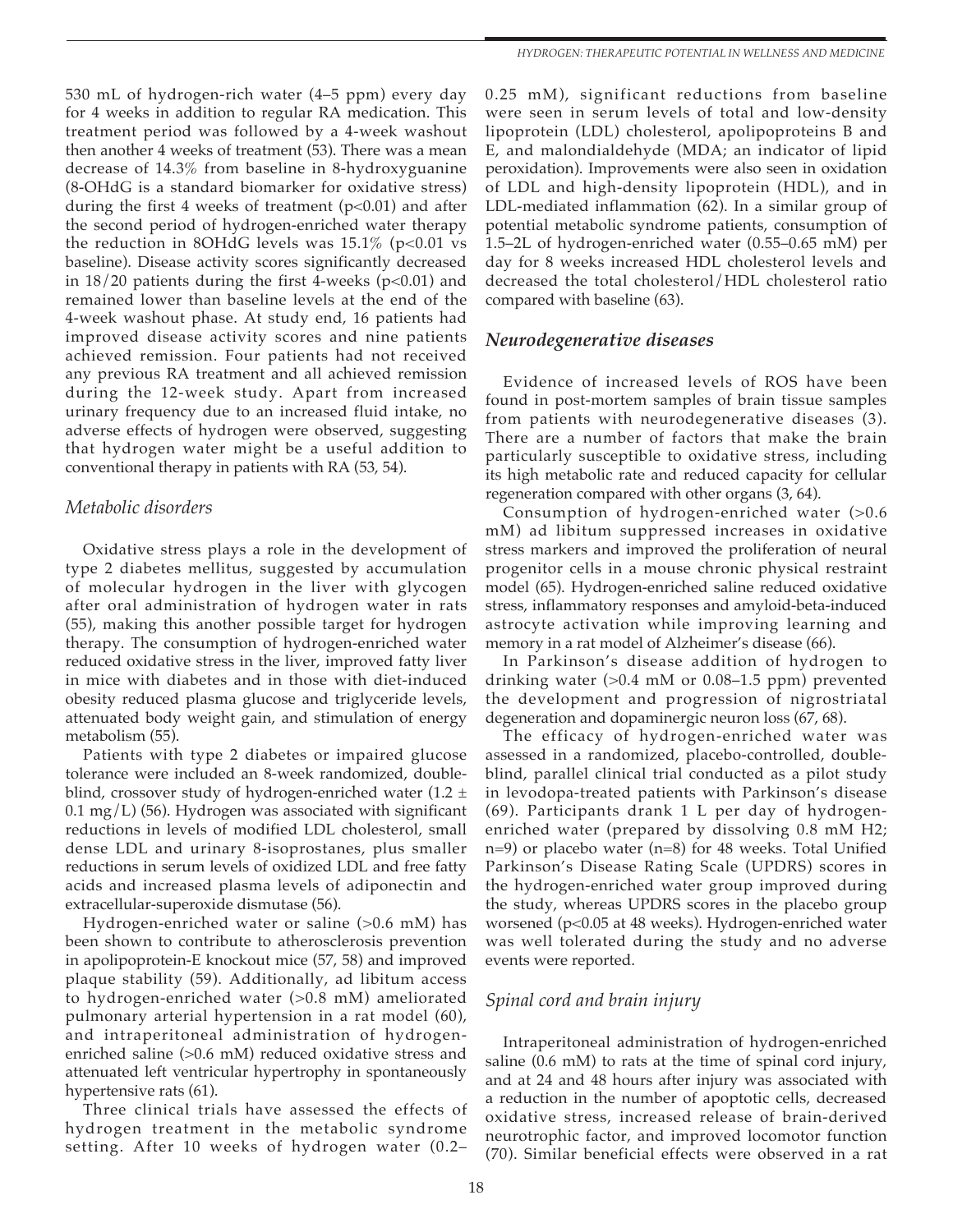530 mL of hydrogen-rich water (4–5 ppm) every day for 4 weeks in addition to regular RA medication. This treatment period was followed by a 4-week washout then another 4 weeks of treatment (53). There was a mean decrease of 14.3% from baseline in 8-hydroxyguanine (8-OHdG is a standard biomarker for oxidative stress) during the first 4 weeks of treatment ($p<0.01$) and after the second period of hydrogen-enriched water therapy the reduction in 8OHdG levels was 15.1% ($p<0.01$ vs baseline). Disease activity scores significantly decreased in 18/20 patients during the first 4-weeks ($p<0.01$) and remained lower than baseline levels at the end of the 4-week washout phase. At study end, 16 patients had improved disease activity scores and nine patients achieved remission. Four patients had not received any previous RA treatment and all achieved remission during the 12-week study. Apart from increased urinary frequency due to an increased fluid intake, no adverse effects of hydrogen were observed, suggesting that hydrogen water might be a useful addition to conventional therapy in patients with RA (53, 54).

### *Metabolic disorders*

Oxidative stress plays a role in the development of type 2 diabetes mellitus, suggested by accumulation of molecular hydrogen in the liver with glycogen after oral administration of hydrogen water in rats (55), making this another possible target for hydrogen therapy. The consumption of hydrogen-enriched water reduced oxidative stress in the liver, improved fatty liver in mice with diabetes and in those with diet-induced obesity reduced plasma glucose and triglyceride levels, attenuated body weight gain, and stimulation of energy metabolism (55).

Patients with type 2 diabetes or impaired glucose tolerance were included an 8-week randomized, double-blind, crossover study of hydrogen-enriched water ($1.2 \pm 0.1$ mg/L) (56). Hydrogen was associated with significant reductions in levels of modified LDL cholesterol, small dense LDL and urinary 8-isoprostanes, plus smaller reductions in serum levels of oxidized LDL and free fatty acids and increased plasma levels of adiponectin and extracellular-superoxide dismutase (56).

Hydrogen-enriched water or saline (>0.6 mM) has been shown to contribute to atherosclerosis prevention in apolipoprotein-E knockout mice (57, 58) and improved plaque stability (59). Additionally, ad libitum access to hydrogen-enriched water (>0.8 mM) ameliorated pulmonary arterial hypertension in a rat model (60), and intraperitoneal administration of hydrogen-enriched saline (>0.6 mM) reduced oxidative stress and attenuated left ventricular hypertrophy in spontaneously hypertensive rats (61).

Three clinical trials have assessed the effects of hydrogen treatment in the metabolic syndrome setting. After 10 weeks of hydrogen water (0.2–0.25 mM), significant reductions from baseline were seen in serum levels of total and low-density lipoprotein (LDL) cholesterol, apolipoproteins B and E, and malondialdehyde (MDA; an indicator of lipid peroxidation). Improvements were also seen in oxidation of LDL and high-density lipoprotein (HDL), and in LDL-mediated inflammation (62). In a similar group of potential metabolic syndrome patients, consumption of 1.5–2L of hydrogen-enriched water (0.55–0.65 mM) per day for 8 weeks increased HDL cholesterol levels and decreased the total cholesterol/HDL cholesterol ratio compared with baseline (63).

### *Neurodegenerative diseases*

Evidence of increased levels of ROS have been found in post-mortem samples of brain tissue samples from patients with neurodegenerative diseases (3). There are a number of factors that make the brain particularly susceptible to oxidative stress, including its high metabolic rate and reduced capacity for cellular regeneration compared with other organs (3, 64).

Consumption of hydrogen-enriched water (>0.6 mM) ad libitum suppressed increases in oxidative stress markers and improved the proliferation of neural progenitor cells in a mouse chronic physical restraint model (65). Hydrogen-enriched saline reduced oxidative stress, inflammatory responses and amyloid-beta-induced astrocyte activation while improving learning and memory in a rat model of Alzheimer's disease (66).

In Parkinson's disease addition of hydrogen to drinking water (>0.4 mM or 0.08–1.5 ppm) prevented the development and progression of nigrostriatal degeneration and dopaminergic neuron loss (67, 68).

The efficacy of hydrogen-enriched water was assessed in a randomized, placebo-controlled, double-blind, parallel clinical trial conducted as a pilot study in levodopa-treated patients with Parkinson's disease (69). Participants drank 1 L per day of hydrogen-enriched water (prepared by dissolving 0.8 mM $H_2$; n=9) or placebo water (n=8) for 48 weeks. Total Unified Parkinson's Disease Rating Scale (UPDRS) scores in the hydrogen-enriched water group improved during the study, whereas UPDRS scores in the placebo group worsened ($p<0.05$ at 48 weeks). Hydrogen-enriched water was well tolerated during the study and no adverse events were reported.

### *Spinal cord and brain injury*

Intraperitoneal administration of hydrogen-enriched saline (0.6 mM) to rats at the time of spinal cord injury, and at 24 and 48 hours after injury was associated with a reduction in the number of apoptotic cells, decreased oxidative stress, increased release of brain-derived neurotrophic factor, and improved locomotor function (70). Similar beneficial effects were observed in a rat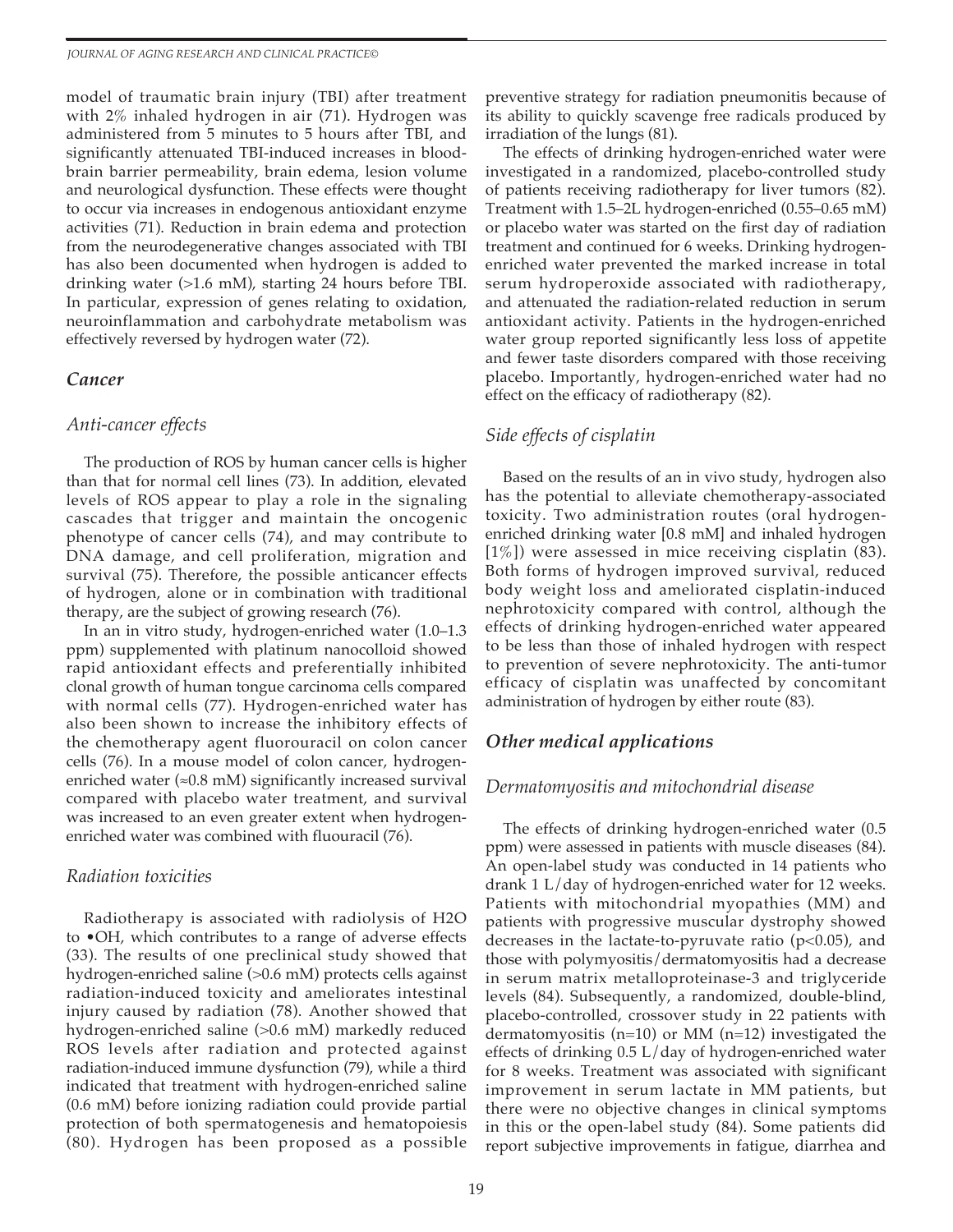model of traumatic brain injury (TBI) after treatment with 2% inhaled hydrogen in air (71). Hydrogen was administered from 5 minutes to 5 hours after TBI, and significantly attenuated TBI-induced increases in blood-brain barrier permeability, brain edema, lesion volume and neurological dysfunction. These effects were thought to occur via increases in endogenous antioxidant enzyme activities (71). Reduction in brain edema and protection from the neurodegenerative changes associated with TBI has also been documented when hydrogen is added to drinking water (>1.6 mM), starting 24 hours before TBI. In particular, expression of genes relating to oxidation, neuroinflammation and carbohydrate metabolism was effectively reversed by hydrogen water (72).

## *Cancer*

### *Anti-cancer effects*

The production of ROS by human cancer cells is higher than that for normal cell lines (73). In addition, elevated levels of ROS appear to play a role in the signaling cascades that trigger and maintain the oncogenic phenotype of cancer cells (74), and may contribute to DNA damage, and cell proliferation, migration and survival (75). Therefore, the possible anticancer effects of hydrogen, alone or in combination with traditional therapy, are the subject of growing research (76).

In an in vitro study, hydrogen-enriched water (1.0–1.3 ppm) supplemented with platinum nanocolloid showed rapid antioxidant effects and preferentially inhibited clonal growth of human tongue carcinoma cells compared with normal cells (77). Hydrogen-enriched water has also been shown to increase the inhibitory effects of the chemotherapy agent fluorouracil on colon cancer cells (76). In a mouse model of colon cancer, hydrogen-enriched water (≈0.8 mM) significantly increased survival compared with placebo water treatment, and survival was increased to an even greater extent when hydrogen-enriched water was combined with fluouracil (76).

### *Radiation toxicities*

Radiotherapy is associated with radiolysis of H2O to •OH, which contributes to a range of adverse effects (33). The results of one preclinical study showed that hydrogen-enriched saline (>0.6 mM) protects cells against radiation-induced toxicity and ameliorates intestinal injury caused by radiation (78). Another showed that hydrogen-enriched saline (>0.6 mM) markedly reduced ROS levels after radiation and protected against radiation-induced immune dysfunction (79), while a third indicated that treatment with hydrogen-enriched saline (0.6 mM) before ionizing radiation could provide partial protection of both spermatogenesis and hematopoiesis (80). Hydrogen has been proposed as a possible preventive strategy for radiation pneumonitis because of its ability to quickly scavenge free radicals produced by irradiation of the lungs (81).

The effects of drinking hydrogen-enriched water were investigated in a randomized, placebo-controlled study of patients receiving radiotherapy for liver tumors (82). Treatment with 1.5–2L hydrogen-enriched (0.55–0.65 mM) or placebo water was started on the first day of radiation treatment and continued for 6 weeks. Drinking hydrogen-enriched water prevented the marked increase in total serum hydroperoxide associated with radiotherapy, and attenuated the radiation-related reduction in serum antioxidant activity. Patients in the hydrogen-enriched water group reported significantly less loss of appetite and fewer taste disorders compared with those receiving placebo. Importantly, hydrogen-enriched water had no effect on the efficacy of radiotherapy (82).

### *Side effects of cisplatin*

Based on the results of an in vivo study, hydrogen also has the potential to alleviate chemotherapy-associated toxicity. Two administration routes (oral hydrogen-enriched drinking water [0.8 mM] and inhaled hydrogen [1%]) were assessed in mice receiving cisplatin (83). Both forms of hydrogen improved survival, reduced body weight loss and ameliorated cisplatin-induced nephrotoxicity compared with control, although the effects of drinking hydrogen-enriched water appeared to be less than those of inhaled hydrogen with respect to prevention of severe nephrotoxicity. The anti-tumor efficacy of cisplatin was unaffected by concomitant administration of hydrogen by either route (83).

## *Other medical applications*

### *Dermatomyositis and mitochondrial disease*

The effects of drinking hydrogen-enriched water (0.5 ppm) were assessed in patients with muscle diseases (84). An open-label study was conducted in 14 patients who drank 1 L/day of hydrogen-enriched water for 12 weeks. Patients with mitochondrial myopathies (MM) and patients with progressive muscular dystrophy showed decreases in the lactate-to-pyruvate ratio ($p<0.05$), and those with polymyositis/dermatomyositis had a decrease in serum matrix metalloproteinase-3 and triglyceride levels (84). Subsequently, a randomized, double-blind, placebo-controlled, crossover study in 22 patients with dermatomyositis (n=10) or MM (n=12) investigated the effects of drinking 0.5 L/day of hydrogen-enriched water for 8 weeks. Treatment was associated with significant improvement in serum lactate in MM patients, but there were no objective changes in clinical symptoms in this or the open-label study (84). Some patients did report subjective improvements in fatigue, diarrhea and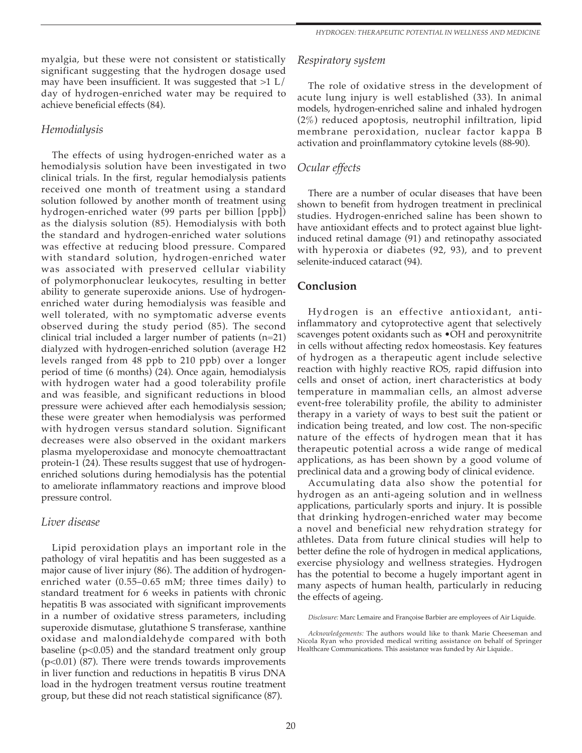myalgia, but these were not consistent or statistically significant suggesting that the hydrogen dosage used may have been insufficient. It was suggested that >1 L/day of hydrogen-enriched water may be required to achieve beneficial effects (84).

### *Hemodialysis*

The effects of using hydrogen-enriched water as a hemodialysis solution have been investigated in two clinical trials. In the first, regular hemodialysis patients received one month of treatment using a standard solution followed by another month of treatment using hydrogen-enriched water (99 parts per billion [ppb]) as the dialysis solution (85). Hemodialysis with both the standard and hydrogen-enriched water solutions was effective at reducing blood pressure. Compared with standard solution, hydrogen-enriched water was associated with preserved cellular viability of polymorphonuclear leukocytes, resulting in better ability to generate superoxide anions. Use of hydrogen-enriched water during hemodialysis was feasible and well tolerated, with no symptomatic adverse events observed during the study period (85). The second clinical trial included a larger number of patients (n=21) dialyzed with hydrogen-enriched solution (average $H_2$ levels ranged from 48 ppb to 210 ppb) over a longer period of time (6 months) (24). Once again, hemodialysis with hydrogen water had a good tolerability profile and was feasible, and significant reductions in blood pressure were achieved after each hemodialysis session; these were greater when hemodialysis was performed with hydrogen versus standard solution. Significant decreases were also observed in the oxidant markers plasma myeloperoxidase and monocyte chemoattractant protein-1 (24). These results suggest that use of hydrogen-enriched solutions during hemodialysis has the potential to ameliorate inflammatory reactions and improve blood pressure control.

### *Liver disease*

Lipid peroxidation plays an important role in the pathology of viral hepatitis and has been suggested as a major cause of liver injury (86). The addition of hydrogen-enriched water (0.55–0.65 mM; three times daily) to standard treatment for 6 weeks in patients with chronic hepatitis B was associated with significant improvements in a number of oxidative stress parameters, including superoxide dismutase, glutathione S transferase, xanthine oxidase and malondialdehyde compared with both baseline ($p<0.05$) and the standard treatment only group ($p<0.01$) (87). There were trends towards improvements in liver function and reductions in hepatitis B virus DNA load in the hydrogen treatment versus routine treatment group, but these did not reach statistical significance (87).

### *Respiratory system*

The role of oxidative stress in the development of acute lung injury is well established (33). In animal models, hydrogen-enriched saline and inhaled hydrogen (2%) reduced apoptosis, neutrophil infiltration, lipid membrane peroxidation, nuclear factor kappa B activation and proinflammatory cytokine levels (88-90).

### *Ocular effects*

There are a number of ocular diseases that have been shown to benefit from hydrogen treatment in preclinical studies. Hydrogen-enriched saline has been shown to have antioxidant effects and to protect against blue light-induced retinal damage (91) and retinopathy associated with hyperoxia or diabetes (92, 93), and to prevent selenite-induced cataract (94).

## Conclusion

Hydrogen is an effective antioxidant, anti-inflammatory and cytoprotective agent that selectively scavenges potent oxidants such as •OH and peroxynitrite in cells without affecting redox homeostasis. Key features of hydrogen as a therapeutic agent include selective reaction with highly reactive ROS, rapid diffusion into cells and onset of action, inert characteristics at body temperature in mammalian cells, an almost adverse event-free tolerability profile, the ability to administer therapy in a variety of ways to best suit the patient or indication being treated, and low cost. The non-specific nature of the effects of hydrogen mean that it has therapeutic potential across a wide range of medical applications, as has been shown by a good volume of preclinical data and a growing body of clinical evidence.

Accumulating data also show the potential for hydrogen as an anti-ageing solution and in wellness applications, particularly sports and injury. It is possible that drinking hydrogen-enriched water may become a novel and beneficial new rehydration strategy for athletes. Data from future clinical studies will help to better define the role of hydrogen in medical applications, exercise physiology and wellness strategies. Hydrogen has the potential to become a hugely important agent in many aspects of human health, particularly in reducing the effects of ageing.

*Disclosure:* Marc Lemaire and Françoise Barbier are employees of Air Liquide.

*Acknowledgements:* The authors would like to thank Marie Cheeseman and Nicola Ryan who provided medical writing assistance on behalf of Springer Healthcare Communications. This assistance was funded by Air Liquide..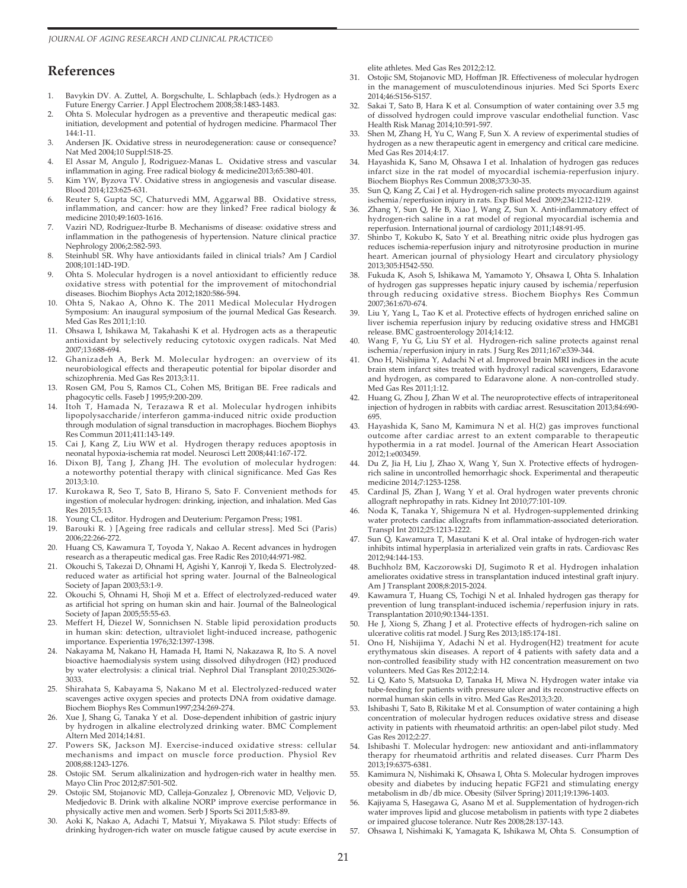## References

1. Bavykin DV. A. Zuttel, A. Borgschulte, L. Schlapbach (eds.): Hydrogen as a Future Energy Carrier. J Appl Electrochem 2008;38:1483-1483.
2. Ohta S. Molecular hydrogen as a preventive and therapeutic medical gas: initiation, development and potential of hydrogen medicine. Pharmacol Ther 144:1-11.
3. Andersen JK. Oxidative stress in neurodegeneration: cause or consequence? Nat Med 2004;10 Suppl:S18-25.
4. El Assar M, Angulo J, Rodriguez-Manas L. Oxidative stress and vascular inflammation in aging. Free radical biology & medicine2013;65:380-401.
5. Kim YW, Byzova TV. Oxidative stress in angiogenesis and vascular disease. Blood 2014;123:625-631.
6. Reuter S, Gupta SC, Chaturvedi MM, Aggarwal BB. Oxidative stress, inflammation, and cancer: how are they linked? Free radical biology & medicine 2010;49:1603-1616.
7. Vaziri ND, Rodriguez-Iturbe B. Mechanisms of disease: oxidative stress and inflammation in the pathogenesis of hypertension. Nature clinical practice Nephrology 2006;2:582-593.
8. Steinhubl SR. Why have antioxidants failed in clinical trials? Am J Cardiol 2008;101:14D-19D.
9. Ohta S. Molecular hydrogen is a novel antioxidant to efficiently reduce oxidative stress with potential for the improvement of mitochondrial diseases. Biochim Biophys Acta 2012;1820:586-594.
10. Ohta S, Nakao A, Ohno K. The 2011 Medical Molecular Hydrogen Symposium: An inaugural symposium of the journal Medical Gas Research. Med Gas Res 2011;1:10.
11. Ohsawa I, Ishikawa M, Takahashi K et al. Hydrogen acts as a therapeutic antioxidant by selectively reducing cytotoxic oxygen radicals. Nat Med 2007;13:688-694.
12. Ghanizadeh A, Berk M. Molecular hydrogen: an overview of its neurobiological effects and therapeutic potential for bipolar disorder and schizophrenia. Med Gas Res 2013;3:11.
13. Rosen GM, Pou S, Ramos CL, Cohen MS, Britigan BE. Free radicals and phagocytic cells. Faseb J 1995;9:200-209.
14. Itoh T, Hamada N, Terazawa R et al. Molecular hydrogen inhibits lipopolysaccharide/interferon gamma-induced nitric oxide production through modulation of signal transduction in macrophages. Biochem Biophys Res Commun 2011;411:143-149.
15. Cai J, Kang Z, Liu WW et al. Hydrogen therapy reduces apoptosis in neonatal hypoxia-ischemia rat model. Neurosci Lett 2008;441:167-172.
16. Dixon BJ, Tang J, Zhang JH. The evolution of molecular hydrogen: a noteworthy potential therapy with clinical significance. Med Gas Res 2013;3:10.
17. Kurokawa R, Seo T, Sato B, Hirano S, Sato F. Convenient methods for ingestion of molecular hydrogen: drinking, injection, and inhalation. Med Gas Res 2015;5:13.
18. Young CL, editor. Hydrogen and Deuterium: Pergamon Press; 1981.
19. Barouki R. ) [Ageing free radicals and cellular stress]. Med Sci (Paris) 2006;22:266-272.
20. Huang CS, Kawamura T, Toyoda Y, Nakao A. Recent advances in hydrogen research as a therapeutic medical gas. Free Radic Res 2010;44:971-982.
21. Okouchi S, Takezai D, Ohnami H, Agishi Y, Kanroji Y, Ikeda S. Electrolyzed-reduced water as artificial hot spring water. Journal of the Balneological Society of Japan 2003;53:1-9.
22. Okouchi S, Ohnami H, Shoji M et a. Effect of electrolyzed-reduced water as artificial hot spring on human skin and hair. Journal of the Balneological Society of Japan 2005;55:55-63.
23. Meffert H, Diezel W, Sonnichsen N. Stable lipid peroxidation products in human skin: detection, ultraviolet light-induced increase, pathogenic importance. Experientia 1976;32:1397-1398.
24. Nakayama M, Nakano H, Hamada H, Itami N, Nakazawa R, Ito S. A novel bioactive haemodialysis system using dissolved dihydrogen (H2) produced by water electrolysis: a clinical trial. Nephrol Dial Transplant 2010;25:3026-3033.
25. Shirahata S, Kabayama S, Nakano M et al. Electrolyzed-reduced water scavenges active oxygen species and protects DNA from oxidative damage. Biochem Biophys Res Commun1997;234:269-274.
26. Xue J, Shang G, Tanaka Y et al. Dose-dependent inhibition of gastric injury by hydrogen in alkaline electrolyzed drinking water. BMC Complement Altern Med 2014;14:81.
27. Powers SK, Jackson MJ. Exercise-induced oxidative stress: cellular mechanisms and impact on muscle force production. Physiol Rev 2008;88:1243-1276.
28. Ostojic SM. Serum alkalinization and hydrogen-rich water in healthy men. Mayo Clin Proc 2012;87:501-502.
29. Ostojic SM, Stojanovic MD, Calleja-Gonzalez J, Obrenovic MD, Veljovic D, Medjedovic B. Drink with alkaline NORP improve exercise performance in physically active men and women. Serb J Sports Sci 2011;5:83-89.
30. Aoki K, Nakao A, Adachi T, Matsui Y, Miyakawa S. Pilot study: Effects of drinking hydrogen-rich water on muscle fatigue caused by acute exercise in elite athletes. Med Gas Res 2012;2:12.
31. Ostojic SM, Stojanovic MD, Hoffman JR. Effectiveness of molecular hydrogen in the management of musculotendinous injuries. Med Sci Sports Exerc 2014;46:S156-S157.
32. Sakai T, Sato B, Hara K et al. Consumption of water containing over 3.5 mg of dissolved hydrogen could improve vascular endothelial function. Vasc Health Risk Manag 2014;10:591-597.
33. Shen M, Zhang H, Yu C, Wang F, Sun X. A review of experimental studies of hydrogen as a new therapeutic agent in emergency and critical care medicine. Med Gas Res 2014;4:17.
34. Hayashida K, Sano M, Ohsawa I et al. Inhalation of hydrogen gas reduces infarct size in the rat model of myocardial ischemia-reperfusion injury. Biochem Biophys Res Commun 2008;373:30-35.
35. Sun Q, Kang Z, Cai J et al. Hydrogen-rich saline protects myocardium against ischemia/reperfusion injury in rats. Exp Biol Med 2009;234:1212-1219.
36. Zhang Y, Sun Q, He B, Xiao J, Wang Z, Sun X. Anti-inflammatory effect of hydrogen-rich saline in a rat model of regional myocardial ischemia and reperfusion. International journal of cardiology 2011;148:91-95.
37. Shinbo T, Kokubo K, Sato Y et al. Breathing nitric oxide plus hydrogen gas reduces ischemia-reperfusion injury and nitrotyrosine production in murine heart. American journal of physiology Heart and circulatory physiology 2013;305:H542-550.
38. Fukuda K, Asoh S, Ishikawa M, Yamamoto Y, Ohsawa I, Ohta S. Inhalation of hydrogen gas suppresses hepatic injury caused by ischemia/reperfusion through reducing oxidative stress. Biochem Biophys Res Commun 2007;361:670-674.
39. Liu Y, Yang L, Tao K et al. Protective effects of hydrogen enriched saline on liver ischemia reperfusion injury by reducing oxidative stress and HMGB1 release. BMC gastroenterology 2014;14:12.
40. Wang F, Yu G, Liu SY et al. Hydrogen-rich saline protects against renal ischemia/reperfusion injury in rats. J Surg Res 2011;167:e339-344.
41. Ono H, Nishijima Y, Adachi N et al. Improved brain MRI indices in the acute brain stem infarct sites treated with hydroxyl radical scavengers, Edaravone and hydrogen, as compared to Edaravone alone. A non-controlled study. Med Gas Res 2011;1:12.
42. Huang G, Zhou J, Zhan W et al. The neuroprotective effects of intraperitoneal injection of hydrogen in rabbits with cardiac arrest. Resuscitation 2013;84:690-695.
43. Hayashida K, Sano M, Kamimura N et al. H(2) gas improves functional outcome after cardiac arrest to an extent comparable to therapeutic hypothermia in a rat model. Journal of the American Heart Association 2012;1:e003459.
44. Du Z, Jia H, Liu J, Zhao X, Wang Y, Sun X. Protective effects of hydrogen-rich saline in uncontrolled hemorrhagic shock. Experimental and therapeutic medicine 2014;7:1253-1258.
45. Cardinal JS, Zhan J, Wang Y et al. Oral hydrogen water prevents chronic allograft nephropathy in rats. Kidney Int 2010;77:101-109.
46. Noda K, Tanaka Y, Shigemura N et al. Hydrogen-supplemented drinking water protects cardiac allografts from inflammation-associated deterioration. Transpl Int 2012;25:1213-1222.
47. Sun Q, Kawamura T, Masutani K et al. Oral intake of hydrogen-rich water inhibits intimal hyperplasia in arterialized vein grafts in rats. Cardiovasc Res 2012;94:144-153.
48. Buchholz BM, Kaczorowski DJ, Sugimoto R et al. Hydrogen inhalation ameliorates oxidative stress in transplantation induced intestinal graft injury. Am J Transplant 2008;8:2015-2024.
49. Kawamura T, Huang CS, Tochigi N et al. Inhaled hydrogen gas therapy for prevention of lung transplant-induced ischemia/reperfusion injury in rats. Transplantation 2010;90:1344-1351.
50. He J, Xiong S, Zhang J et al. Protective effects of hydrogen-rich saline on ulcerative colitis rat model. J Surg Res 2013;185:174-181.
51. Ono H, Nishijima Y, Adachi N et al. Hydrogen(H2) treatment for acute erythymatous skin diseases. A report of 4 patients with safety data and a non-controlled feasibility study with H2 concentration measurement on two volunteers. Med Gas Res 2012;2:14.
52. Li Q, Kato S, Matsuoka D, Tanaka H, Miwa N. Hydrogen water intake via tube-feeding for patients with pressure ulcer and its reconstructive effects on normal human skin cells in vitro. Med Gas Res2013;3:20.
53. Ishibashi T, Sato B, Rikitake M et al. Consumption of water containing a high concentration of molecular hydrogen reduces oxidative stress and disease activity in patients with rheumatoid arthritis: an open-label pilot study. Med Gas Res 2012;2:27.
54. Ishibashi T. Molecular hydrogen: new antioxidant and anti-inflammatory therapy for rheumatoid arthritis and related diseases. Curr Pharm Des 2013;19:6375-6381.
55. Kamimura N, Nishimaki K, Ohsawa I, Ohta S. Molecular hydrogen improves obesity and diabetes by inducing hepatic FGF21 and stimulating energy metabolism in db/db mice. Obesity (Silver Spring) 2011;19:1396-1403.
56. Kajiyama S, Hasegawa G, Asano M et al. Supplementation of hydrogen-rich water improves lipid and glucose metabolism in patients with type 2 diabetes or impaired glucose tolerance. Nutr Res 2008;28:137-143.
57. Ohsawa I, Nishimaki K, Yamagata K, Ishikawa M, Ohta S. Consumption of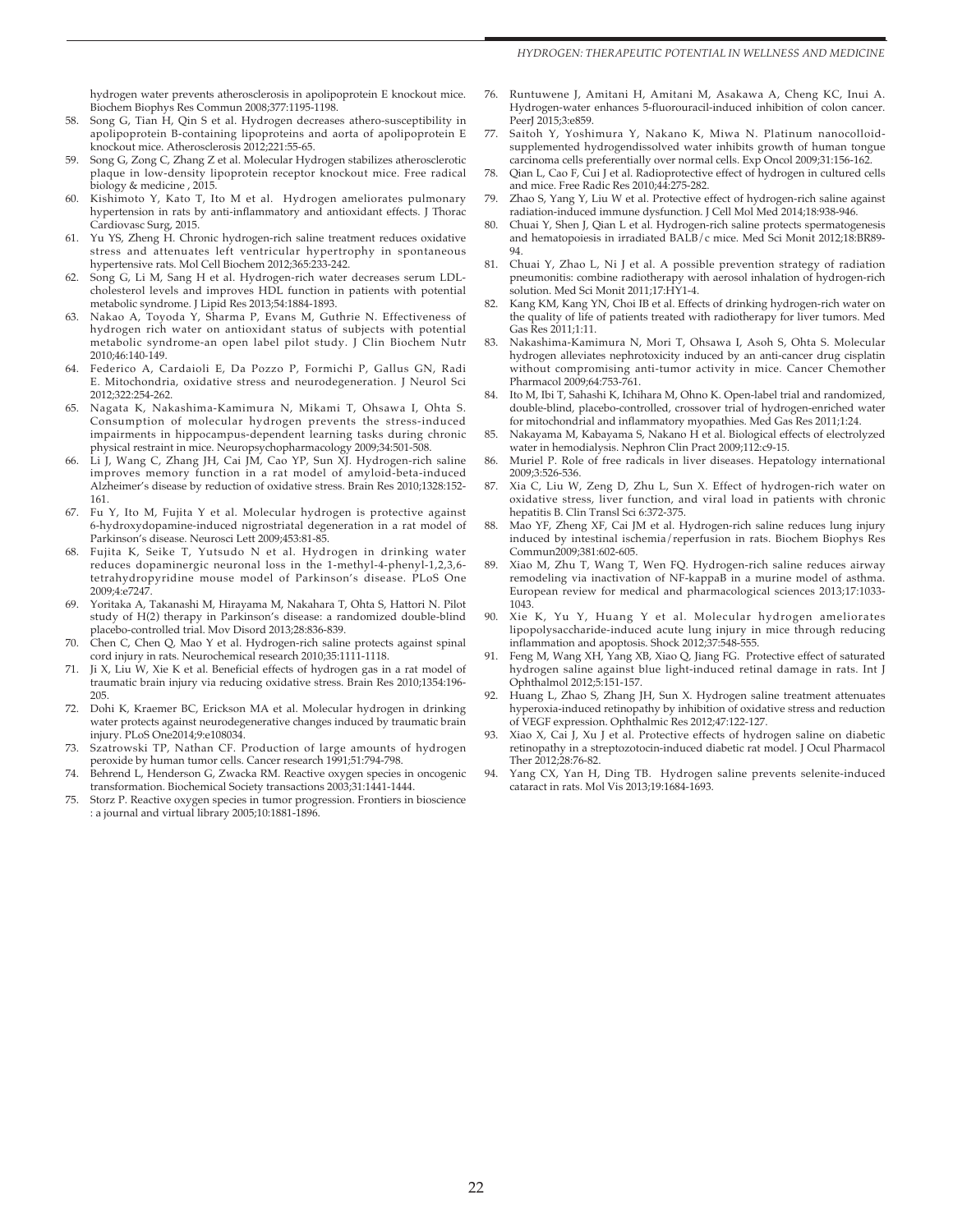hydrogen water prevents atherosclerosis in apolipoprotein E knockout mice. Biochem Biophys Res Commun 2008;377:1195-1198.

58. Song G, Tian H, Qin S et al. Hydrogen decreases athero-susceptibility in apolipoprotein B-containing lipoproteins and aorta of apolipoprotein E knockout mice. Atherosclerosis 2012;221:55-65.
59. Song G, Zong C, Zhang Z et al. Molecular Hydrogen stabilizes atherosclerotic plaque in low-density lipoprotein receptor knockout mice. Free radical biology & medicine , 2015.
60. Kishimoto Y, Kato T, Ito M et al. Hydrogen ameliorates pulmonary hypertension in rats by anti-inflammatory and antioxidant effects. J Thorac Cardiovasc Surg, 2015.
61. Yu YS, Zheng H. Chronic hydrogen-rich saline treatment reduces oxidative stress and attenuates left ventricular hypertrophy in spontaneous hypertensive rats. Mol Cell Biochem 2012;365:233-242.
62. Song G, Li M, Sang H et al. Hydrogen-rich water decreases serum LDL-cholesterol levels and improves HDL function in patients with potential metabolic syndrome. J Lipid Res 2013;54:1884-1893.
63. Nakao A, Toyoda Y, Sharma P, Evans M, Guthrie N. Effectiveness of hydrogen rich water on antioxidant status of subjects with potential metabolic syndrome-an open label pilot study. J Clin Biochem Nutr 2010;46:140-149.
64. Federico A, Cardaioli E, Da Pozzo P, Formichi P, Gallus GN, Radi E. Mitochondria, oxidative stress and neurodegeneration. J Neurol Sci 2012;322:254-262.
65. Nagata K, Nakashima-Kamimura N, Mikami T, Ohsawa I, Ohta S. Consumption of molecular hydrogen prevents the stress-induced impairments in hippocampus-dependent learning tasks during chronic physical restraint in mice. Neuropsychopharmacology 2009;34:501-508.
66. Li J, Wang C, Zhang JH, Cai JM, Cao YP, Sun XJ. Hydrogen-rich saline improves memory function in a rat model of amyloid-beta-induced Alzheimer's disease by reduction of oxidative stress. Brain Res 2010;1328:152-161.
67. Fu Y, Ito M, Fujita Y et al. Molecular hydrogen is protective against 6-hydroxydopamine-induced nigrostriatal degeneration in a rat model of Parkinson's disease. Neurosci Lett 2009;453:81-85.
68. Fujita K, Seike T, Yutsudo N et al. Hydrogen in drinking water reduces dopaminergic neuronal loss in the 1-methyl-4-phenyl-1,2,3,6-tetrahydropyridine mouse model of Parkinson's disease. PLoS One 2009;4:e7247.
69. Yoritaka A, Takanashi M, Hirayama M, Nakahara T, Ohta S, Hattori N. Pilot study of H(2) therapy in Parkinson's disease: a randomized double-blind placebo-controlled trial. Mov Disord 2013;28:836-839.
70. Chen C, Chen Q, Mao Y et al. Hydrogen-rich saline protects against spinal cord injury in rats. Neurochemical research 2010;35:1111-1118.
71. Ji X, Liu W, Xie K et al. Beneficial effects of hydrogen gas in a rat model of traumatic brain injury via reducing oxidative stress. Brain Res 2010;1354:196-205.
72. Dohi K, Kraemer BC, Erickson MA et al. Molecular hydrogen in drinking water protects against neurodegenerative changes induced by traumatic brain injury. PLoS One2014;9:e108034.
73. Szatrowski TP, Nathan CF. Production of large amounts of hydrogen peroxide by human tumor cells. Cancer research 1991;51:794-798.
74. Behrend L, Henderson G, Zwacka RM. Reactive oxygen species in oncogenic transformation. Biochemical Society transactions 2003;31:1441-1444.
75. Storz P. Reactive oxygen species in tumor progression. Frontiers in bioscience : a journal and virtual library 2005;10:1881-1896.
76. Runtuwene J, Amitani H, Amitani M, Asakawa A, Cheng KC, Inui A. Hydrogen-water enhances 5-fluorouracil-induced inhibition of colon cancer. PeerJ 2015;3:e859.
77. Saitoh Y, Yoshimura Y, Nakano K, Miwa N. Platinum nanocolloid-supplemented hydrogendissolved water inhibits growth of human tongue carcinoma cells preferentially over normal cells. Exp Oncol 2009;31:156-162.
78. Qian L, Cao F, Cui J et al. Radioprotective effect of hydrogen in cultured cells and mice. Free Radic Res 2010;44:275-282.
79. Zhao S, Yang Y, Liu W et al. Protective effect of hydrogen-rich saline against radiation-induced immune dysfunction. J Cell Mol Med 2014;18:938-946.
80. Chuai Y, Shen J, Qian L et al. Hydrogen-rich saline protects spermatogenesis and hematopoiesis in irradiated BALB/c mice. Med Sci Monit 2012;18:BR89-94.
81. Chuai Y, Zhao L, Ni J et al. A possible prevention strategy of radiation pneumonitis: combine radiotherapy with aerosol inhalation of hydrogen-rich solution. Med Sci Monit 2011;17:HY1-4.
82. Kang KM, Kang YN, Choi IB et al. Effects of drinking hydrogen-rich water on the quality of life of patients treated with radiotherapy for liver tumors. Med Gas Res 2011;1:11.
83. Nakashima-Kamimura N, Mori T, Ohsawa I, Asoh S, Ohta S. Molecular hydrogen alleviates nephrotoxicity induced by an anti-cancer drug cisplatin without compromising anti-tumor activity in mice. Cancer Chemother Pharmacol 2009;64:753-761.
84. Ito M, Ibi T, Sahashi K, Ichihara M, Ohno K. Open-label trial and randomized, double-blind, placebo-controlled, crossover trial of hydrogen-enriched water for mitochondrial and inflammatory myopathies. Med Gas Res 2011;1:24.
85. Nakayama M, Kabayama S, Nakano H et al. Biological effects of electrolyzed water in hemodialysis. Nephron Clin Pract 2009;112:c9-15.
86. Muriel P. Role of free radicals in liver diseases. Hepatology international 2009;3:526-536.
87. Xia C, Liu W, Zeng D, Zhu L, Sun X. Effect of hydrogen-rich water on oxidative stress, liver function, and viral load in patients with chronic hepatitis B. Clin Transl Sci 6:372-375.
88. Mao YF, Zheng XF, Cai JM et al. Hydrogen-rich saline reduces lung injury induced by intestinal ischemia/reperfusion in rats. Biochem Biophys Res Commun2009;381:602-605.
89. Xiao M, Zhu T, Wang T, Wen FQ. Hydrogen-rich saline reduces airway remodeling via inactivation of NF-kappaB in a murine model of asthma. European review for medical and pharmacological sciences 2013;17:1033-1043.
90. Xie K, Yu Y, Huang Y et al. Molecular hydrogen ameliorates lipopolysaccharide-induced acute lung injury in mice through reducing inflammation and apoptosis. Shock 2012;37:548-555.
91. Feng M, Wang XH, Yang XB, Xiao Q, Jiang FG. Protective effect of saturated hydrogen saline against blue light-induced retinal damage in rats. Int J Ophthalmol 2012;5:151-157.
92. Huang L, Zhao S, Zhang JH, Sun X. Hydrogen saline treatment attenuates hyperoxia-induced retinopathy by inhibition of oxidative stress and reduction of VEGF expression. Ophthalmic Res 2012;47:122-127.
93. Xiao X, Cai J, Xu J et al. Protective effects of hydrogen saline on diabetic retinopathy in a streptozotocin-induced diabetic rat model. J Ocul Pharmacol Ther 2012;28:76-82.
94. Yang CX, Yan H, Ding TB. Hydrogen saline prevents selenite-induced cataract in rats. Mol Vis 2013;19:1684-1693.